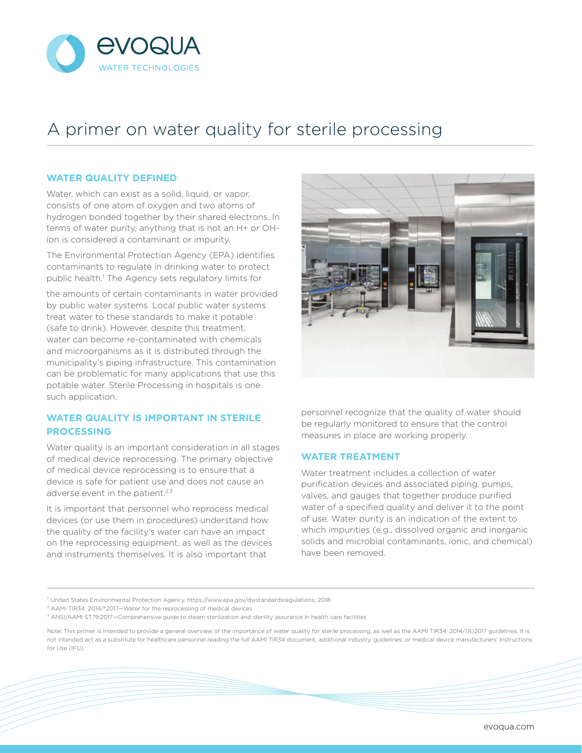# A primer on water quality for sterile processing

## WATER QUALITY DEFINED

Water, which can exist as a solid, liquid, or vapor, consists of one atom of oxygen and two atoms of hydrogen bonded together by their shared electrons. In terms of water purity, anything that is not an H+ or OH- ion is considered a contaminant or impurity.

The Environmental Protection Agency (EPA) identifies contaminants to regulate in drinking water to protect public health.[1] The Agency sets regulatory limits for the amounts of certain contaminants in water provided by public water systems. Local public water systems treat water to these standards to make it potable (safe to drink). However, despite this treatment, water can become re-contaminated with chemicals and microorganisms as it is distributed through the municipality's piping infrastructure. This contamination can be problematic for many applications that use this potable water. Sterile Processing in hospitals is one such application.

## WATER QUALITY IS IMPORTANT IN STERILE PROCESSING

Water quality is an important consideration in all stages of medical device reprocessing. The primary objective of medical device reprocessing is to ensure that a device is safe for patient use and does not cause an adverse event in the patient.[2,3]

It is important that personnel who reprocess medical devices (or use them in procedures) understand how the quality of the facility's water can have an impact on the reprocessing equipment, as well as the devices and instruments themselves. It is also important that personnel recognize that the quality of water should be regularly monitored to ensure that the control measures in place are working properly.

## WATER TREATMENT

Water treatment includes a collection of water purification devices and associated piping, pumps, valves, and gauges that together produce purified water of a specified quality and deliver it to the point of use. Water purity is an indication of the extent to which impurities (e.g., dissolved organic and inorganic solids and microbial contaminants, ionic, and chemical) have been removed.

---

[1] United States Environmental Protection Agency. https://www.epa.gov/dwstandardsregulations; 2018

[2] AAMI TIR34: 2014/*2017—Water for the reprocessing of medical devices

[3] ANSI/AAMI ST79:2017—Comprehensive guide to steam sterilization and sterility assurance in health care facilities

Note: This primer is intended to provide a general overview of the importance of water quality for sterile processing, as well as the AAMI TIR34: 2014/(R)2017 guidelines. It is not intended act as a substitute for healthcare personnel reading the full AAMI TIR34 document, additional industry, guidelines, or medical device manufacturers' Instructions for Use (IFU).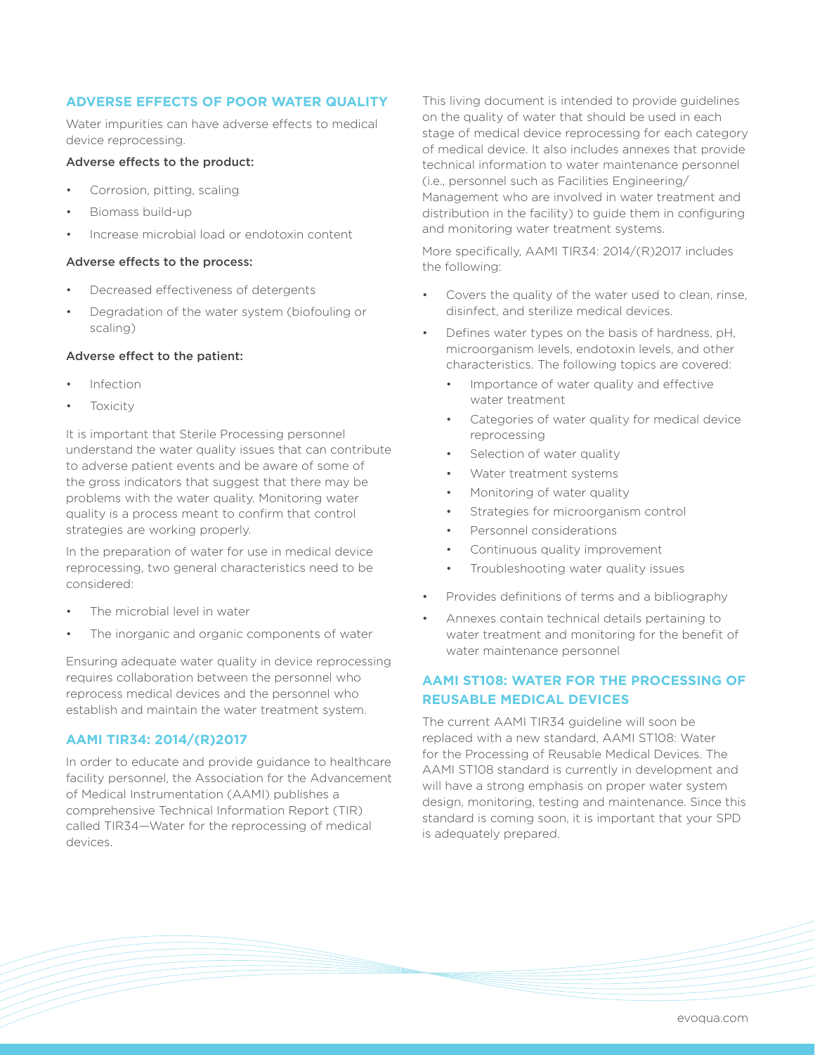## ADVERSE EFFECTS OF POOR WATER QUALITY

Water impurities can have adverse effects to medical device reprocessing.

**Adverse effects to the product:**

- Corrosion, pitting, scaling
- Biomass build-up
- Increase microbial load or endotoxin content

**Adverse effects to the process:**

- Decreased effectiveness of detergents
- Degradation of the water system (biofouling or scaling)

**Adverse effect to the patient:**

- Infection
- Toxicity

It is important that Sterile Processing personnel understand the water quality issues that can contribute to adverse patient events and be aware of some of the gross indicators that suggest that there may be problems with the water quality. Monitoring water quality is a process meant to confirm that control strategies are working properly.

In the preparation of water for use in medical device reprocessing, two general characteristics need to be considered:

- The microbial level in water
- The inorganic and organic components of water

Ensuring adequate water quality in device reprocessing requires collaboration between the personnel who reprocess medical devices and the personnel who establish and maintain the water treatment system.

## AAMI TIR34: 2014/(R)2017

In order to educate and provide guidance to healthcare facility personnel, the Association for the Advancement of Medical Instrumentation (AAMI) publishes a comprehensive Technical Information Report (TIR) called TIR34—Water for the reprocessing of medical devices.

This living document is intended to provide guidelines on the quality of water that should be used in each stage of medical device reprocessing for each category of medical device. It also includes annexes that provide technical information to water maintenance personnel (i.e., personnel such as Facilities Engineering/ Management who are involved in water treatment and distribution in the facility) to guide them in configuring and monitoring water treatment systems.

More specifically, AAMI TIR34: 2014/(R)2017 includes the following:

- Covers the quality of the water used to clean, rinse, disinfect, and sterilize medical devices.
- Defines water types on the basis of hardness, pH, microorganism levels, endotoxin levels, and other characteristics. The following topics are covered:
  - Importance of water quality and effective water treatment
  - Categories of water quality for medical device reprocessing
  - Selection of water quality
  - Water treatment systems
  - Monitoring of water quality
  - Strategies for microorganism control
  - Personnel considerations
  - Continuous quality improvement
  - Troubleshooting water quality issues
- Provides definitions of terms and a bibliography
- Annexes contain technical details pertaining to water treatment and monitoring for the benefit of water maintenance personnel

## AAMI ST108: WATER FOR THE PROCESSING OF REUSABLE MEDICAL DEVICES

The current AAMI TIR34 guideline will soon be replaced with a new standard, AAMI ST108: Water for the Processing of Reusable Medical Devices. The AAMI ST108 standard is currently in development and will have a strong emphasis on proper water system design, monitoring, testing and maintenance. Since this standard is coming soon, it is important that your SPD is adequately prepared.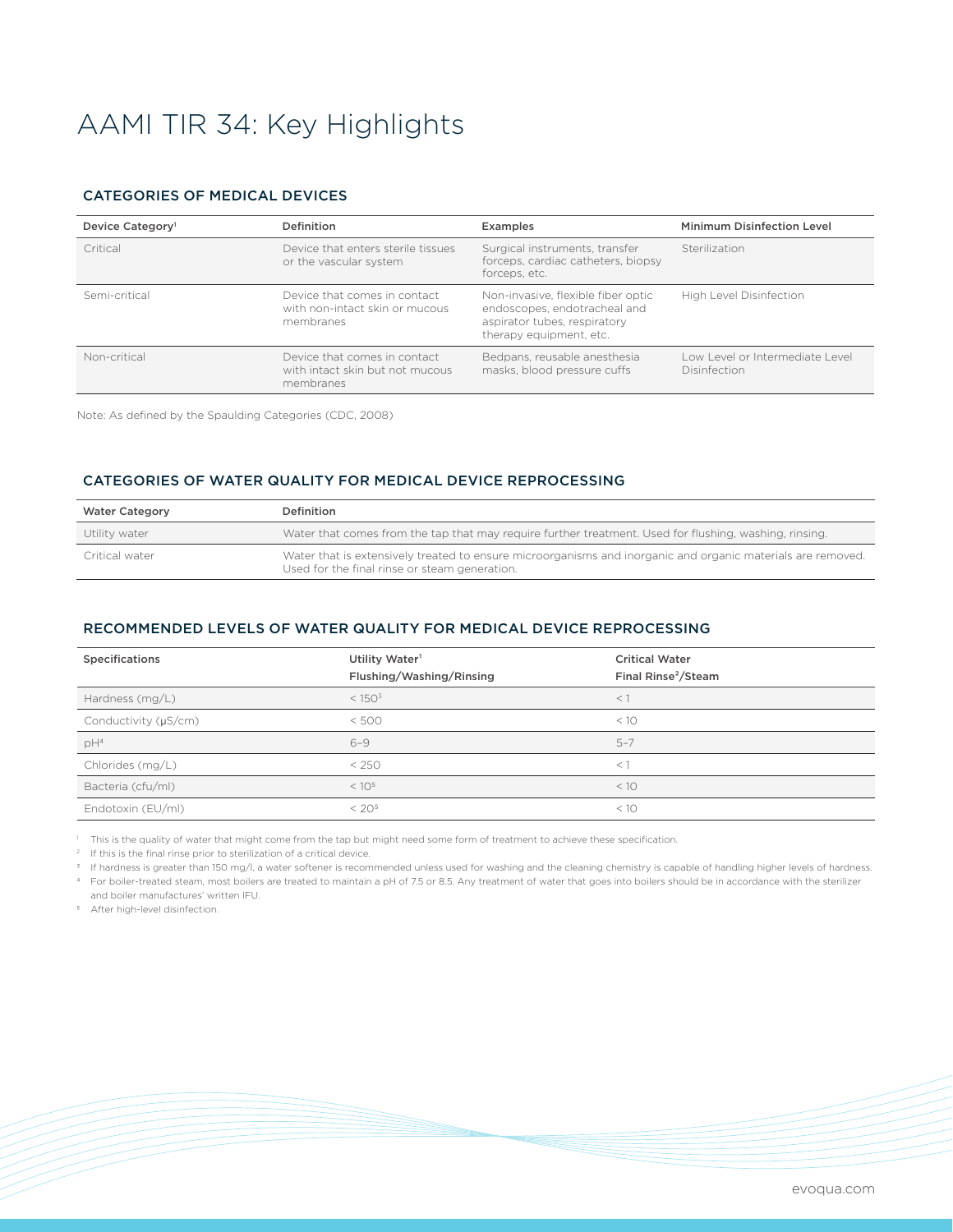# AAMI TIR 34: Key Highlights

## CATEGORIES OF MEDICAL DEVICES

| Device Category[1] | Definition | Examples | Minimum Disinfection Level |
|---|---|---|---|
| Critical | Device that enters sterile tissues or the vascular system | Surgical instruments, transfer forceps, cardiac catheters, biopsy forceps, etc. | Sterilization |
| Semi-critical | Device that comes in contact with non-intact skin or mucous membranes | Non-invasive, flexible fiber optic endoscopes, endotracheal and aspirator tubes, respiratory therapy equipment, etc. | High Level Disinfection |
| Non-critical | Device that comes in contact with intact skin but not mucous membranes | Bedpans, reusable anesthesia masks, blood pressure cuffs | Low Level or Intermediate Level Disinfection |

Note: As defined by the Spaulding Categories (CDC, 2008)

## CATEGORIES OF WATER QUALITY FOR MEDICAL DEVICE REPROCESSING

| Water Category | Definition |
|---|---|
| Utility water | Water that comes from the tap that may require further treatment. Used for flushing, washing, rinsing. |
| Critical water | Water that is extensively treated to ensure microorganisms and inorganic and organic materials are removed. Used for the final rinse or steam generation. |

## RECOMMENDED LEVELS OF WATER QUALITY FOR MEDICAL DEVICE REPROCESSING

| Specifications | Utility Water[1] Flushing/Washing/Rinsing | Critical Water Final Rinse[2]/Steam |
|---|---|---|
| Hardness (mg/L) | < 150[3] | < 1 |
| Conductivity (μS/cm) | < 500 | < 10 |
| pH[4] | 6–9 | 5–7 |
| Chlorides (mg/L) | < 250 | < 1 |
| Bacteria (cfu/ml) | < 10[5] | < 10 |
| Endotoxin (EU/ml) | < 20[5] | < 10 |

[1] This is the quality of water that might come from the tap but might need some form of treatment to achieve these specification.

[2] If this is the final rinse prior to sterilization of a critical device.

[3] If hardness is greater than 150 mg/l, a water softener is recommended unless used for washing and the cleaning chemistry is capable of handling higher levels of hardness.

[4] For boiler-treated steam, most boilers are treated to maintain a pH of 7.5 or 8.5. Any treatment of water that goes into boilers should be in accordance with the sterilizer and boiler manufactures' written IFU.

[5] After high-level disinfection.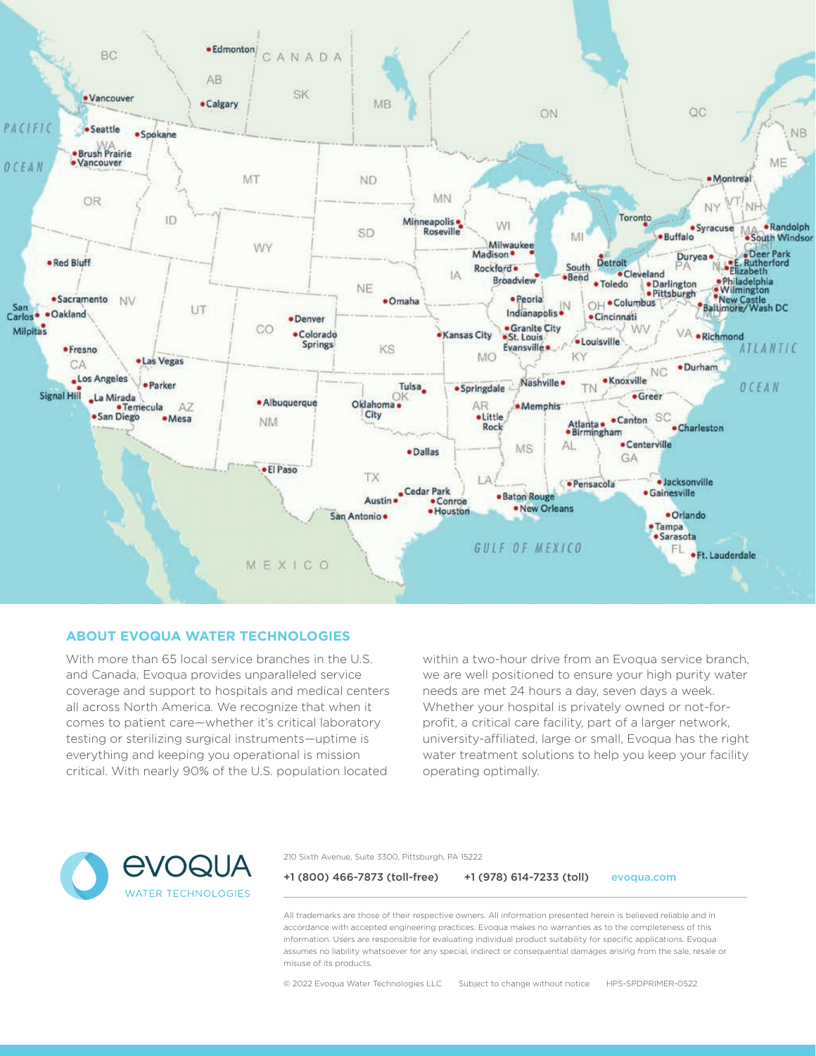## ABOUT EVOQUA WATER TECHNOLOGIES

With more than 65 local service branches in the U.S. and Canada, Evoqua provides unparalleled service coverage and support to hospitals and medical centers all across North America. We recognize that when it comes to patient care—whether it's critical laboratory testing or sterilizing surgical instruments—uptime is everything and keeping you operational is mission critical. With nearly 90% of the U.S. population located within a two-hour drive from an Evoqua service branch, we are well positioned to ensure your high purity water needs are met 24 hours a day, seven days a week. Whether your hospital is privately owned or not-for-profit, a critical care facility, part of a larger network, university-affiliated, large or small, Evoqua has the right water treatment solutions to help you keep your facility operating optimally.

evoqua WATER TECHNOLOGIES

210 Sixth Avenue, Suite 3300, Pittsburgh, PA 15222

+1 (800) 466-7873 (toll-free) +1 (978) 614-7233 (toll) evoqua.com

All trademarks are those of their respective owners. All information presented herein is believed reliable and in accordance with accepted engineering practices. Evoqua makes no warranties as to the completeness of this information. Users are responsible for evaluating individual product suitability for specific applications. Evoqua assumes no liability whatsoever for any special, indirect or consequential damages arising from the sale, resale or misuse of its products.

© 2022 Evoqua Water Technologies LLC Subject to change without notice HPS-SPDPRIMER-0522